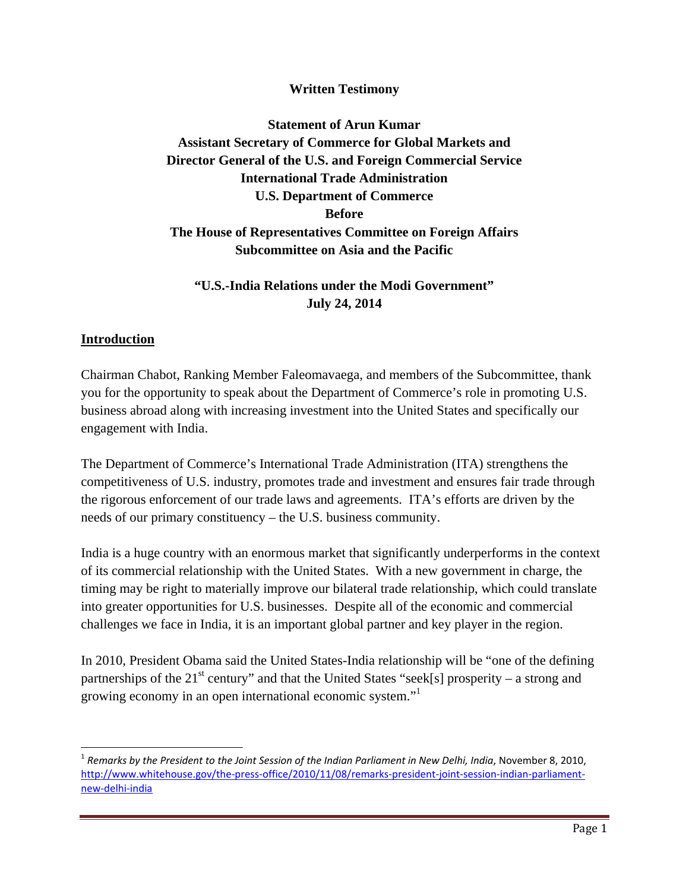**Written Testimony**

**Statement of Arun Kumar**
**Assistant Secretary of Commerce for Global Markets and**
**Director General of the U.S. and Foreign Commercial Service**
**International Trade Administration**
**U.S. Department of Commerce**
**Before**
**The House of Representatives Committee on Foreign Affairs**
**Subcommittee on Asia and the Pacific**

**"U.S.-India Relations under the Modi Government"**
**July 24, 2014**

## Introduction

Chairman Chabot, Ranking Member Faleomavaega, and members of the Subcommittee, thank you for the opportunity to speak about the Department of Commerce's role in promoting U.S. business abroad along with increasing investment into the United States and specifically our engagement with India.

The Department of Commerce's International Trade Administration (ITA) strengthens the competitiveness of U.S. industry, promotes trade and investment and ensures fair trade through the rigorous enforcement of our trade laws and agreements. ITA's efforts are driven by the needs of our primary constituency – the U.S. business community.

India is a huge country with an enormous market that significantly underperforms in the context of its commercial relationship with the United States. With a new government in charge, the timing may be right to materially improve our bilateral trade relationship, which could translate into greater opportunities for U.S. businesses. Despite all of the economic and commercial challenges we face in India, it is an important global partner and key player in the region.

In 2010, President Obama said the United States-India relationship will be "one of the defining partnerships of the 21st century" and that the United States "seek[s] prosperity – a strong and growing economy in an open international economic system."[1]

[1] *Remarks by the President to the Joint Session of the Indian Parliament in New Delhi, India*, November 8, 2010, http://www.whitehouse.gov/the-press-office/2010/11/08/remarks-president-joint-session-indian-parliament-new-delhi-india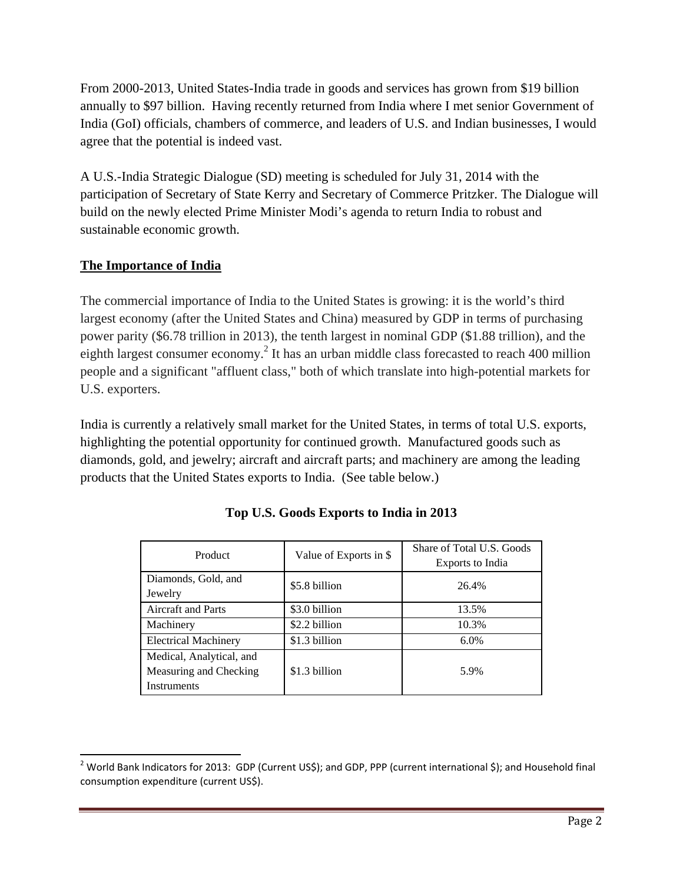From 2000-2013, United States-India trade in goods and services has grown from $19 billion annually to $97 billion. Having recently returned from India where I met senior Government of India (GoI) officials, chambers of commerce, and leaders of U.S. and Indian businesses, I would agree that the potential is indeed vast.

A U.S.-India Strategic Dialogue (SD) meeting is scheduled for July 31, 2014 with the participation of Secretary of State Kerry and Secretary of Commerce Pritzker. The Dialogue will build on the newly elected Prime Minister Modi's agenda to return India to robust and sustainable economic growth.

## The Importance of India

The commercial importance of India to the United States is growing: it is the world's third largest economy (after the United States and China) measured by GDP in terms of purchasing power parity ($6.78 trillion in 2013), the tenth largest in nominal GDP ($1.88 trillion), and the eighth largest consumer economy.[2] It has an urban middle class forecasted to reach 400 million people and a significant "affluent class," both of which translate into high-potential markets for U.S. exporters.

India is currently a relatively small market for the United States, in terms of total U.S. exports, highlighting the potential opportunity for continued growth. Manufactured goods such as diamonds, gold, and jewelry; aircraft and aircraft parts; and machinery are among the leading products that the United States exports to India. (See table below.)

**Top U.S. Goods Exports to India in 2013**

| Product | Value of Exports in $ | Share of Total U.S. Goods Exports to India |
|---|---|---|
| Diamonds, Gold, and Jewelry | $5.8 billion | 26.4% |
| Aircraft and Parts | $3.0 billion | 13.5% |
| Machinery | $2.2 billion | 10.3% |
| Electrical Machinery | $1.3 billion | 6.0% |
| Medical, Analytical, and Measuring and Checking Instruments | $1.3 billion | 5.9% |

[2] World Bank Indicators for 2013: GDP (Current US$); and GDP, PPP (current international $); and Household final consumption expenditure (current US$).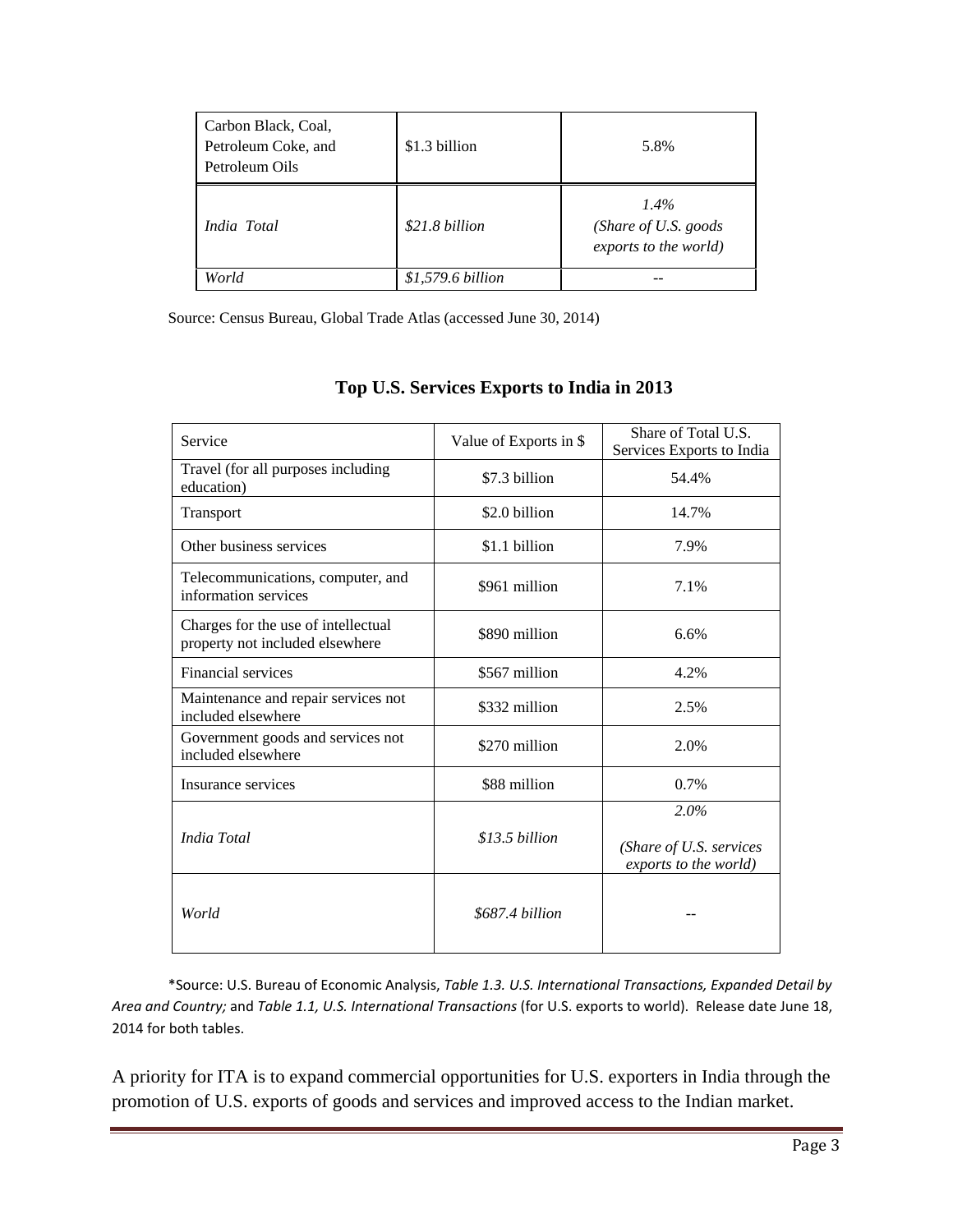| Carbon Black, Coal, Petroleum Coke, and Petroleum Oils | $1.3 billion | 5.8% |
|---|---|---|
| *India Total* | *$21.8 billion* | *1.4% (Share of U.S. goods exports to the world)* |
| *World* | *$1,579.6 billion* | *--* |

Source: Census Bureau, Global Trade Atlas (accessed June 30, 2014)

## Top U.S. Services Exports to India in 2013

| Service | Value of Exports in $ | Share of Total U.S. Services Exports to India |
|---|---|---|
| Travel (for all purposes including education) | $7.3 billion | 54.4% |
| Transport | $2.0 billion | 14.7% |
| Other business services | $1.1 billion | 7.9% |
| Telecommunications, computer, and information services | $961 million | 7.1% |
| Charges for the use of intellectual property not included elsewhere | $890 million | 6.6% |
| Financial services | $567 million | 4.2% |
| Maintenance and repair services not included elsewhere | $332 million | 2.5% |
| Government goods and services not included elsewhere | $270 million | 2.0% |
| Insurance services | $88 million | 0.7% |
| *India Total* | *$13.5 billion* | *2.0% (Share of U.S. services exports to the world)* |
| *World* | *$687.4 billion* | -- |

*Source: U.S. Bureau of Economic Analysis, *Table 1.3. U.S. International Transactions, Expanded Detail by Area and Country;* and *Table 1.1, U.S. International Transactions* (for U.S. exports to world). Release date June 18, 2014 for both tables.

A priority for ITA is to expand commercial opportunities for U.S. exporters in India through the promotion of U.S. exports of goods and services and improved access to the Indian market.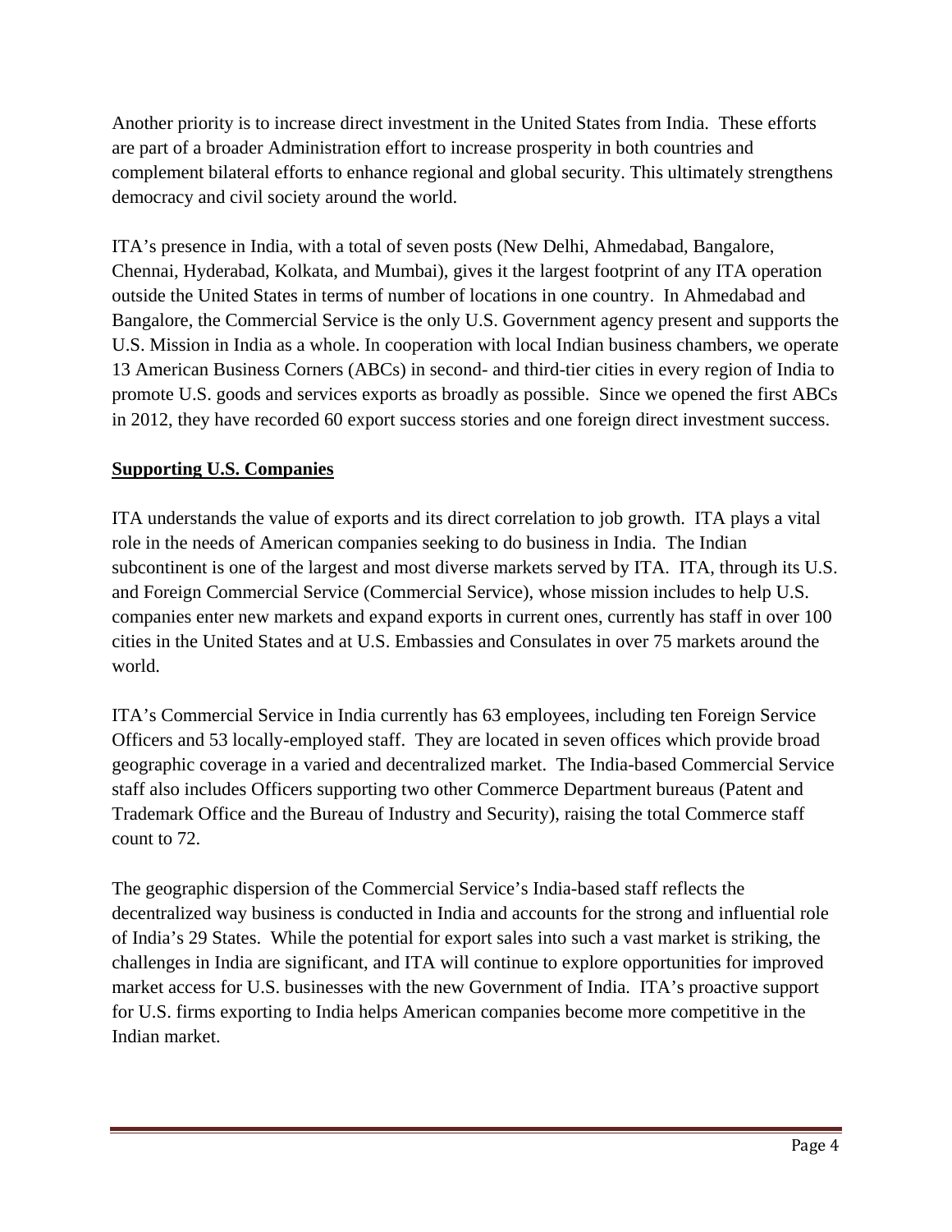Another priority is to increase direct investment in the United States from India. These efforts are part of a broader Administration effort to increase prosperity in both countries and complement bilateral efforts to enhance regional and global security. This ultimately strengthens democracy and civil society around the world.

ITA's presence in India, with a total of seven posts (New Delhi, Ahmedabad, Bangalore, Chennai, Hyderabad, Kolkata, and Mumbai), gives it the largest footprint of any ITA operation outside the United States in terms of number of locations in one country. In Ahmedabad and Bangalore, the Commercial Service is the only U.S. Government agency present and supports the U.S. Mission in India as a whole. In cooperation with local Indian business chambers, we operate 13 American Business Corners (ABCs) in second- and third-tier cities in every region of India to promote U.S. goods and services exports as broadly as possible. Since we opened the first ABCs in 2012, they have recorded 60 export success stories and one foreign direct investment success.

**Supporting U.S. Companies**

ITA understands the value of exports and its direct correlation to job growth. ITA plays a vital role in the needs of American companies seeking to do business in India. The Indian subcontinent is one of the largest and most diverse markets served by ITA. ITA, through its U.S. and Foreign Commercial Service (Commercial Service), whose mission includes to help U.S. companies enter new markets and expand exports in current ones, currently has staff in over 100 cities in the United States and at U.S. Embassies and Consulates in over 75 markets around the world.

ITA's Commercial Service in India currently has 63 employees, including ten Foreign Service Officers and 53 locally-employed staff. They are located in seven offices which provide broad geographic coverage in a varied and decentralized market. The India-based Commercial Service staff also includes Officers supporting two other Commerce Department bureaus (Patent and Trademark Office and the Bureau of Industry and Security), raising the total Commerce staff count to 72.

The geographic dispersion of the Commercial Service's India-based staff reflects the decentralized way business is conducted in India and accounts for the strong and influential role of India's 29 States. While the potential for export sales into such a vast market is striking, the challenges in India are significant, and ITA will continue to explore opportunities for improved market access for U.S. businesses with the new Government of India. ITA's proactive support for U.S. firms exporting to India helps American companies become more competitive in the Indian market.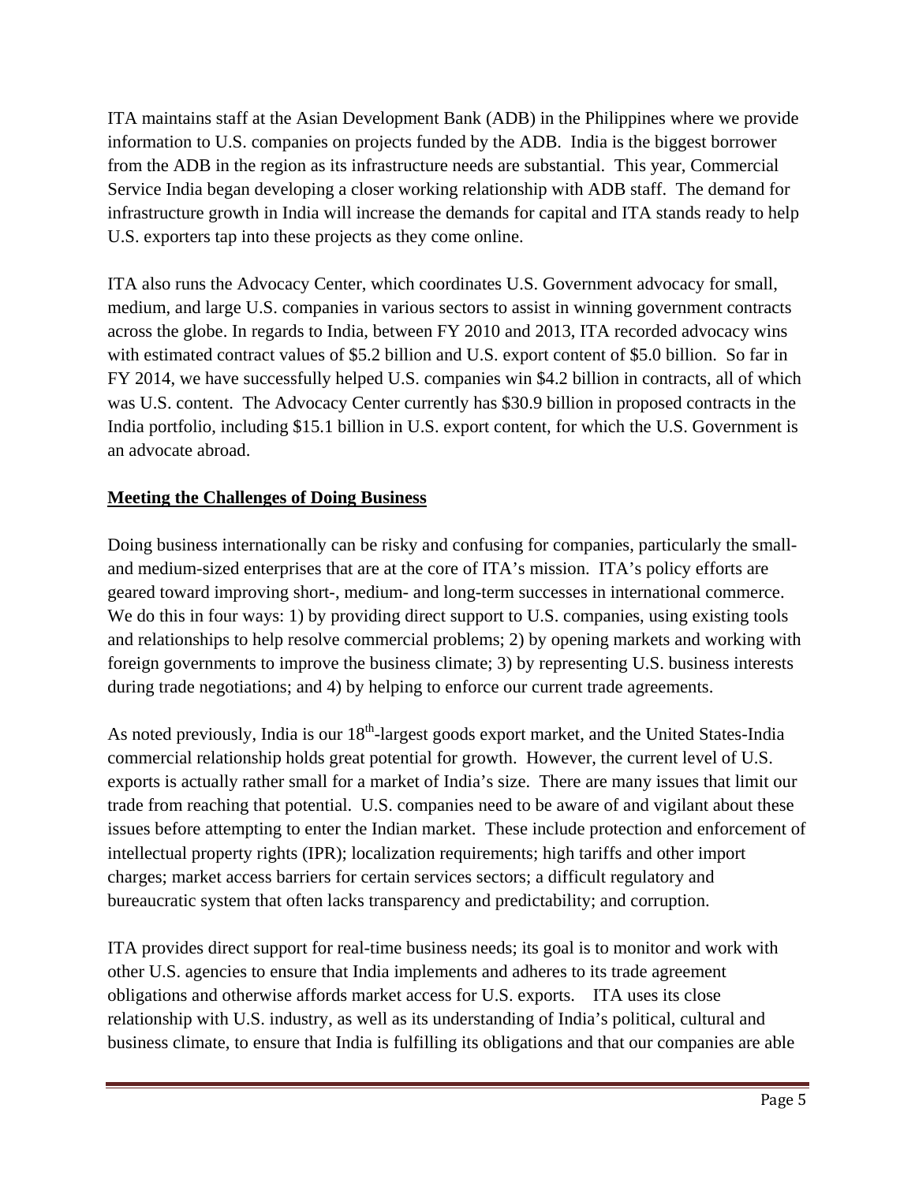ITA maintains staff at the Asian Development Bank (ADB) in the Philippines where we provide information to U.S. companies on projects funded by the ADB. India is the biggest borrower from the ADB in the region as its infrastructure needs are substantial. This year, Commercial Service India began developing a closer working relationship with ADB staff. The demand for infrastructure growth in India will increase the demands for capital and ITA stands ready to help U.S. exporters tap into these projects as they come online.

ITA also runs the Advocacy Center, which coordinates U.S. Government advocacy for small, medium, and large U.S. companies in various sectors to assist in winning government contracts across the globe. In regards to India, between FY 2010 and 2013, ITA recorded advocacy wins with estimated contract values of $5.2 billion and U.S. export content of $5.0 billion. So far in FY 2014, we have successfully helped U.S. companies win $4.2 billion in contracts, all of which was U.S. content. The Advocacy Center currently has $30.9 billion in proposed contracts in the India portfolio, including $15.1 billion in U.S. export content, for which the U.S. Government is an advocate abroad.

**Meeting the Challenges of Doing Business**

Doing business internationally can be risky and confusing for companies, particularly the small- and medium-sized enterprises that are at the core of ITA's mission. ITA's policy efforts are geared toward improving short-, medium- and long-term successes in international commerce. We do this in four ways: 1) by providing direct support to U.S. companies, using existing tools and relationships to help resolve commercial problems; 2) by opening markets and working with foreign governments to improve the business climate; 3) by representing U.S. business interests during trade negotiations; and 4) by helping to enforce our current trade agreements.

As noted previously, India is our 18th-largest goods export market, and the United States-India commercial relationship holds great potential for growth. However, the current level of U.S. exports is actually rather small for a market of India's size. There are many issues that limit our trade from reaching that potential. U.S. companies need to be aware of and vigilant about these issues before attempting to enter the Indian market. These include protection and enforcement of intellectual property rights (IPR); localization requirements; high tariffs and other import charges; market access barriers for certain services sectors; a difficult regulatory and bureaucratic system that often lacks transparency and predictability; and corruption.

ITA provides direct support for real-time business needs; its goal is to monitor and work with other U.S. agencies to ensure that India implements and adheres to its trade agreement obligations and otherwise affords market access for U.S. exports. ITA uses its close relationship with U.S. industry, as well as its understanding of India's political, cultural and business climate, to ensure that India is fulfilling its obligations and that our companies are able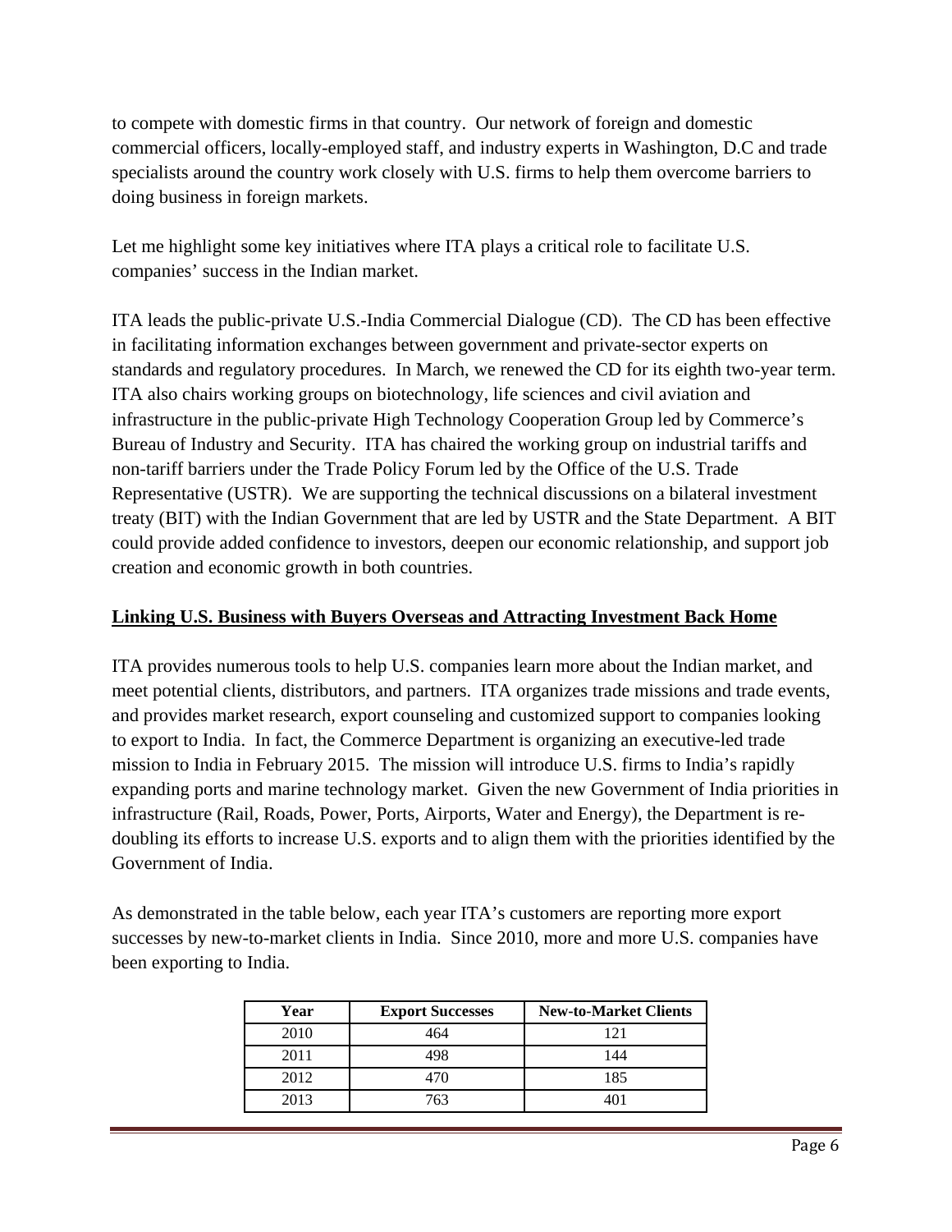to compete with domestic firms in that country. Our network of foreign and domestic commercial officers, locally-employed staff, and industry experts in Washington, D.C and trade specialists around the country work closely with U.S. firms to help them overcome barriers to doing business in foreign markets.

Let me highlight some key initiatives where ITA plays a critical role to facilitate U.S. companies' success in the Indian market.

ITA leads the public-private U.S.-India Commercial Dialogue (CD). The CD has been effective in facilitating information exchanges between government and private-sector experts on standards and regulatory procedures. In March, we renewed the CD for its eighth two-year term. ITA also chairs working groups on biotechnology, life sciences and civil aviation and infrastructure in the public-private High Technology Cooperation Group led by Commerce's Bureau of Industry and Security. ITA has chaired the working group on industrial tariffs and non-tariff barriers under the Trade Policy Forum led by the Office of the U.S. Trade Representative (USTR). We are supporting the technical discussions on a bilateral investment treaty (BIT) with the Indian Government that are led by USTR and the State Department. A BIT could provide added confidence to investors, deepen our economic relationship, and support job creation and economic growth in both countries.

## Linking U.S. Business with Buyers Overseas and Attracting Investment Back Home

ITA provides numerous tools to help U.S. companies learn more about the Indian market, and meet potential clients, distributors, and partners. ITA organizes trade missions and trade events, and provides market research, export counseling and customized support to companies looking to export to India. In fact, the Commerce Department is organizing an executive-led trade mission to India in February 2015. The mission will introduce U.S. firms to India's rapidly expanding ports and marine technology market. Given the new Government of India priorities in infrastructure (Rail, Roads, Power, Ports, Airports, Water and Energy), the Department is re-doubling its efforts to increase U.S. exports and to align them with the priorities identified by the Government of India.

As demonstrated in the table below, each year ITA's customers are reporting more export successes by new-to-market clients in India. Since 2010, more and more U.S. companies have been exporting to India.

| Year | Export Successes | New-to-Market Clients |
|---|---|---|
| 2010 | 464 | 121 |
| 2011 | 498 | 144 |
| 2012 | 470 | 185 |
| 2013 | 763 | 401 |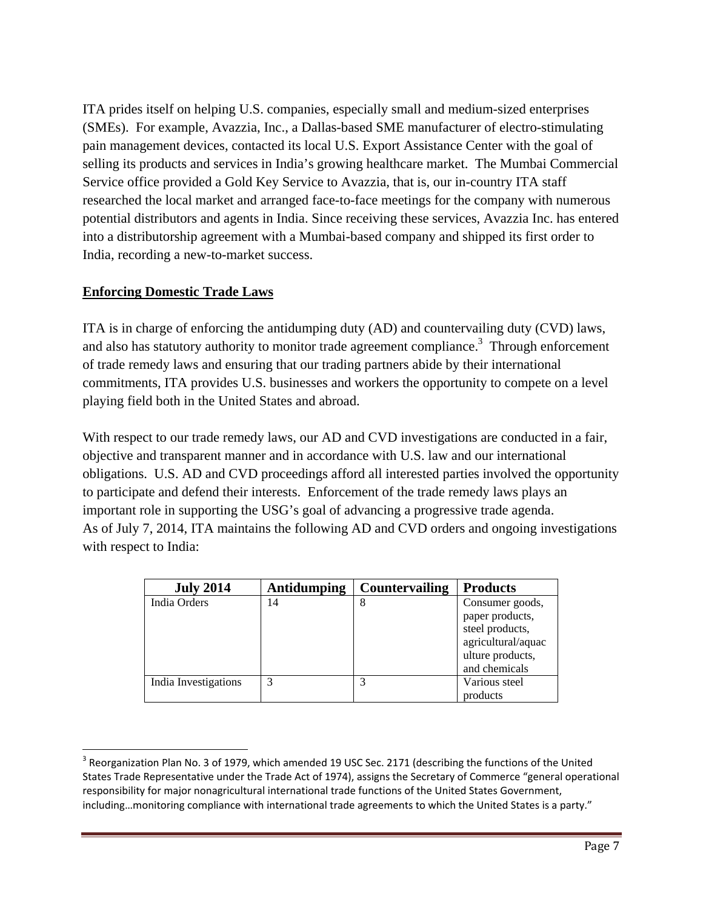ITA prides itself on helping U.S. companies, especially small and medium-sized enterprises (SMEs). For example, Avazzia, Inc., a Dallas-based SME manufacturer of electro-stimulating pain management devices, contacted its local U.S. Export Assistance Center with the goal of selling its products and services in India's growing healthcare market. The Mumbai Commercial Service office provided a Gold Key Service to Avazzia, that is, our in-country ITA staff researched the local market and arranged face-to-face meetings for the company with numerous potential distributors and agents in India. Since receiving these services, Avazzia Inc. has entered into a distributorship agreement with a Mumbai-based company and shipped its first order to India, recording a new-to-market success.

**Enforcing Domestic Trade Laws**

ITA is in charge of enforcing the antidumping duty (AD) and countervailing duty (CVD) laws, and also has statutory authority to monitor trade agreement compliance.[3] Through enforcement of trade remedy laws and ensuring that our trading partners abide by their international commitments, ITA provides U.S. businesses and workers the opportunity to compete on a level playing field both in the United States and abroad.

With respect to our trade remedy laws, our AD and CVD investigations are conducted in a fair, objective and transparent manner and in accordance with U.S. law and our international obligations. U.S. AD and CVD proceedings afford all interested parties involved the opportunity to participate and defend their interests. Enforcement of the trade remedy laws plays an important role in supporting the USG's goal of advancing a progressive trade agenda.
As of July 7, 2014, ITA maintains the following AD and CVD orders and ongoing investigations with respect to India:

| July 2014 | Antidumping | Countervailing | Products |
|---|---|---|---|
| India Orders | 14 | 8 | Consumer goods, paper products, steel products, agricultural/aquaculture products, and chemicals |
| India Investigations | 3 | 3 | Various steel products |

[3] Reorganization Plan No. 3 of 1979, which amended 19 USC Sec. 2171 (describing the functions of the United States Trade Representative under the Trade Act of 1974), assigns the Secretary of Commerce "general operational responsibility for major nonagricultural international trade functions of the United States Government, including…monitoring compliance with international trade agreements to which the United States is a party."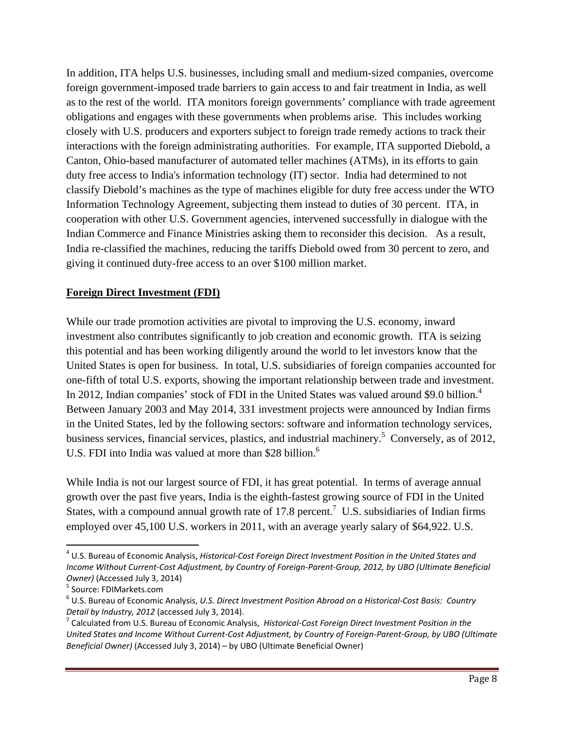In addition, ITA helps U.S. businesses, including small and medium-sized companies, overcome foreign government-imposed trade barriers to gain access to and fair treatment in India, as well as to the rest of the world. ITA monitors foreign governments' compliance with trade agreement obligations and engages with these governments when problems arise. This includes working closely with U.S. producers and exporters subject to foreign trade remedy actions to track their interactions with the foreign administrating authorities. For example, ITA supported Diebold, a Canton, Ohio-based manufacturer of automated teller machines (ATMs), in its efforts to gain duty free access to India's information technology (IT) sector. India had determined to not classify Diebold's machines as the type of machines eligible for duty free access under the WTO Information Technology Agreement, subjecting them instead to duties of 30 percent. ITA, in cooperation with other U.S. Government agencies, intervened successfully in dialogue with the Indian Commerce and Finance Ministries asking them to reconsider this decision. As a result, India re-classified the machines, reducing the tariffs Diebold owed from 30 percent to zero, and giving it continued duty-free access to an over $100 million market.

**Foreign Direct Investment (FDI)**

While our trade promotion activities are pivotal to improving the U.S. economy, inward investment also contributes significantly to job creation and economic growth. ITA is seizing this potential and has been working diligently around the world to let investors know that the United States is open for business. In total, U.S. subsidiaries of foreign companies accounted for one-fifth of total U.S. exports, showing the important relationship between trade and investment. In 2012, Indian companies' stock of FDI in the United States was valued around $9.0 billion.[4] Between January 2003 and May 2014, 331 investment projects were announced by Indian firms in the United States, led by the following sectors: software and information technology services, business services, financial services, plastics, and industrial machinery.[5] Conversely, as of 2012, U.S. FDI into India was valued at more than $28 billion.[6]

While India is not our largest source of FDI, it has great potential. In terms of average annual growth over the past five years, India is the eighth-fastest growing source of FDI in the United States, with a compound annual growth rate of 17.8 percent.[7] U.S. subsidiaries of Indian firms employed over 45,100 U.S. workers in 2011, with an average yearly salary of $64,922. U.S.

---

[4] U.S. Bureau of Economic Analysis, *Historical-Cost Foreign Direct Investment Position in the United States and Income Without Current-Cost Adjustment, by Country of Foreign-Parent-Group, 2012, by UBO (Ultimate Beneficial Owner)* (Accessed July 3, 2014)

[5] Source: FDIMarkets.com

[6] U.S. Bureau of Economic Analysis, *U.S. Direct Investment Position Abroad on a Historical-Cost Basis: Country Detail by Industry, 2012* (accessed July 3, 2014).

[7] Calculated from U.S. Bureau of Economic Analysis, *Historical-Cost Foreign Direct Investment Position in the United States and Income Without Current-Cost Adjustment, by Country of Foreign-Parent-Group, by UBO (Ultimate Beneficial Owner)* (Accessed July 3, 2014) – by UBO (Ultimate Beneficial Owner)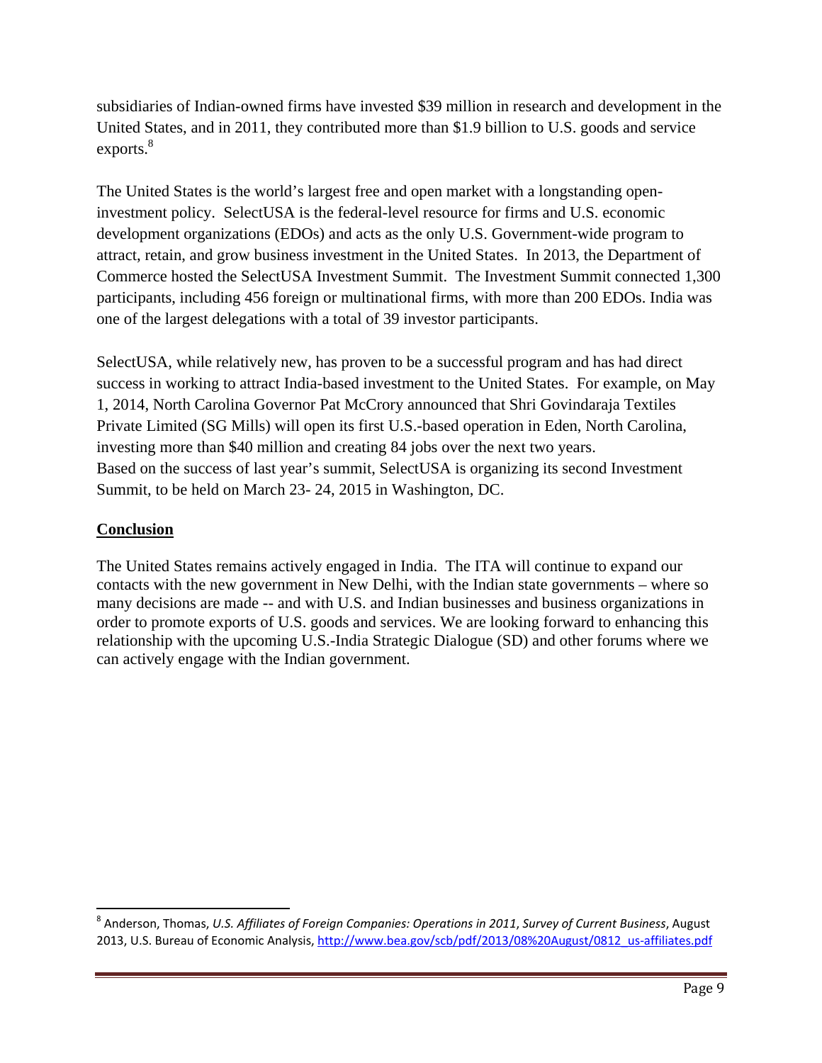subsidiaries of Indian-owned firms have invested $39 million in research and development in the United States, and in 2011, they contributed more than $1.9 billion to U.S. goods and service exports.[8]

The United States is the world's largest free and open market with a longstanding open-investment policy. SelectUSA is the federal-level resource for firms and U.S. economic development organizations (EDOs) and acts as the only U.S. Government-wide program to attract, retain, and grow business investment in the United States. In 2013, the Department of Commerce hosted the SelectUSA Investment Summit. The Investment Summit connected 1,300 participants, including 456 foreign or multinational firms, with more than 200 EDOs. India was one of the largest delegations with a total of 39 investor participants.

SelectUSA, while relatively new, has proven to be a successful program and has had direct success in working to attract India-based investment to the United States. For example, on May 1, 2014, North Carolina Governor Pat McCrory announced that Shri Govindaraja Textiles Private Limited (SG Mills) will open its first U.S.-based operation in Eden, North Carolina, investing more than $40 million and creating 84 jobs over the next two years.
Based on the success of last year's summit, SelectUSA is organizing its second Investment Summit, to be held on March 23- 24, 2015 in Washington, DC.

## Conclusion

The United States remains actively engaged in India. The ITA will continue to expand our contacts with the new government in New Delhi, with the Indian state governments – where so many decisions are made -- and with U.S. and Indian businesses and business organizations in order to promote exports of U.S. goods and services. We are looking forward to enhancing this relationship with the upcoming U.S.-India Strategic Dialogue (SD) and other forums where we can actively engage with the Indian government.

---

[8] Anderson, Thomas, *U.S. Affiliates of Foreign Companies: Operations in 2011*, *Survey of Current Business*, August 2013, U.S. Bureau of Economic Analysis, http://www.bea.gov/scb/pdf/2013/08%20August/0812_us-affiliates.pdf